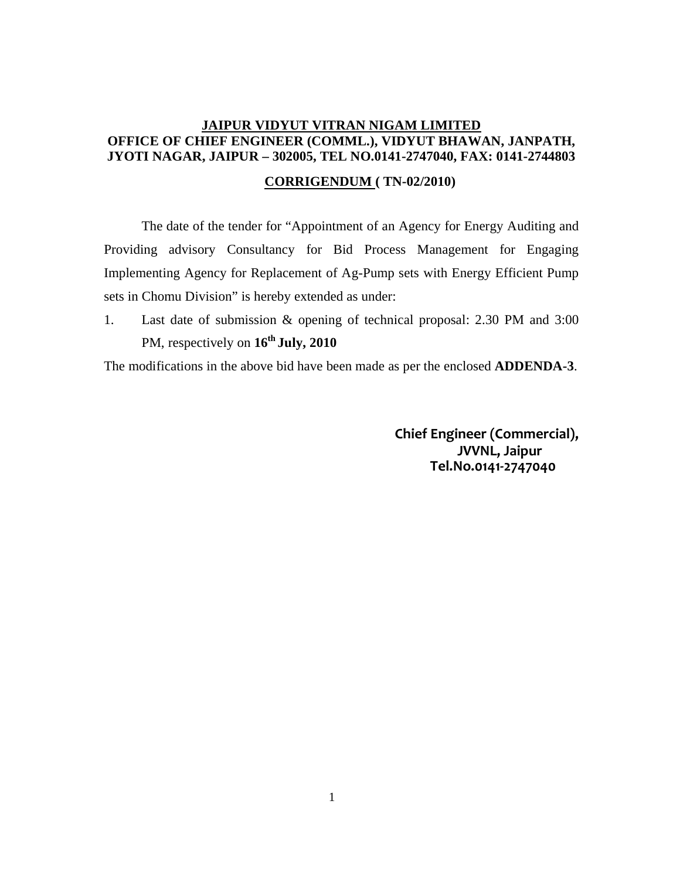**JAIPUR VIDYUT VITRAN NIGAM LIMITED**
**OFFICE OF CHIEF ENGINEER (COMML.), VIDYUT BHAWAN, JANPATH, JYOTI NAGAR, JAIPUR – 302005, TEL NO.0141-2747040, FAX: 0141-2744803**

**CORRIGENDUM ( TN-02/2010)**

The date of the tender for "Appointment of an Agency for Energy Auditing and Providing advisory Consultancy for Bid Process Management for Engaging Implementing Agency for Replacement of Ag-Pump sets with Energy Efficient Pump sets in Chomu Division" is hereby extended as under:

1. Last date of submission & opening of technical proposal: 2.30 PM and 3:00 PM, respectively on **16th July, 2010**

The modifications in the above bid have been made as per the enclosed **ADDENDA-3**.

**Chief Engineer (Commercial),**
**JVVNL, Jaipur**
**Tel.No.0141-2747040**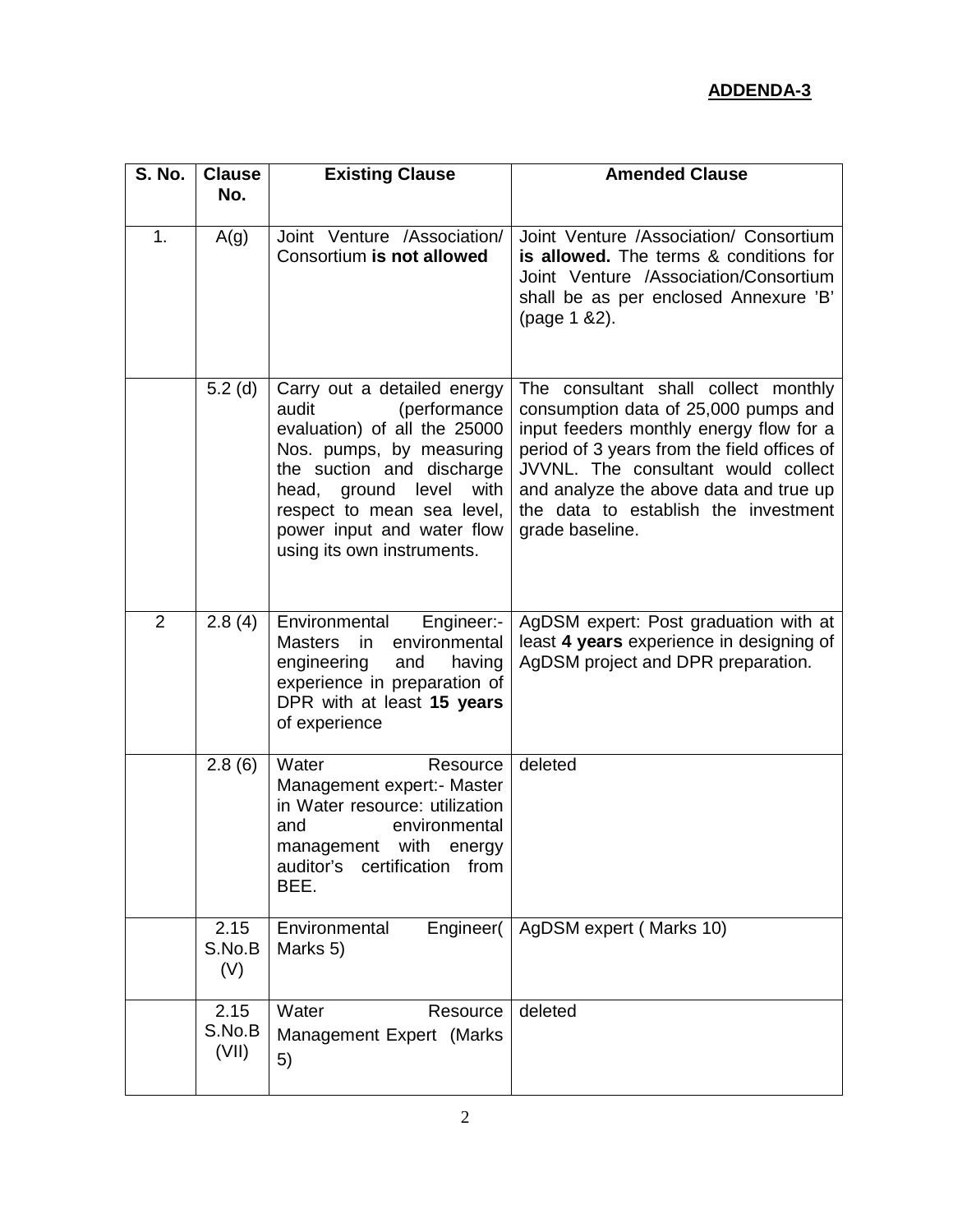**ADDENDA-3**

| S. No. | Clause No. | Existing Clause | Amended Clause |
|---|---|---|---|
| 1. | A(g) | Joint Venture /Association/ Consortium **is not allowed** | Joint Venture /Association/ Consortium **is allowed.** The terms & conditions for Joint Venture /Association/Consortium shall be as per enclosed Annexure 'B' (page 1 &2). |
| | 5.2 (d) | Carry out a detailed energy audit (performance evaluation) of all the 25000 Nos. pumps, by measuring the suction and discharge head, ground level with respect to mean sea level, power input and water flow using its own instruments. | The consultant shall collect monthly consumption data of 25,000 pumps and input feeders monthly energy flow for a period of 3 years from the field offices of JVVNL. The consultant would collect and analyze the above data and true up the data to establish the investment grade baseline. |
| 2 | 2.8 (4) | Environmental Engineer:- Masters in environmental engineering and having experience in preparation of DPR with at least **15 years** of experience | AgDSM expert: Post graduation with at least **4 years** experience in designing of AgDSM project and DPR preparation. |
| | 2.8 (6) | Water Resource Management expert:- Master in Water resource: utilization and environmental management with energy auditor's certification from BEE. | deleted |
| | 2.15 S.No.B (V) | Environmental Engineer( Marks 5) | AgDSM expert ( Marks 10) |
| | 2.15 S.No.B (VII) | Water Resource Management Expert (Marks 5) | deleted |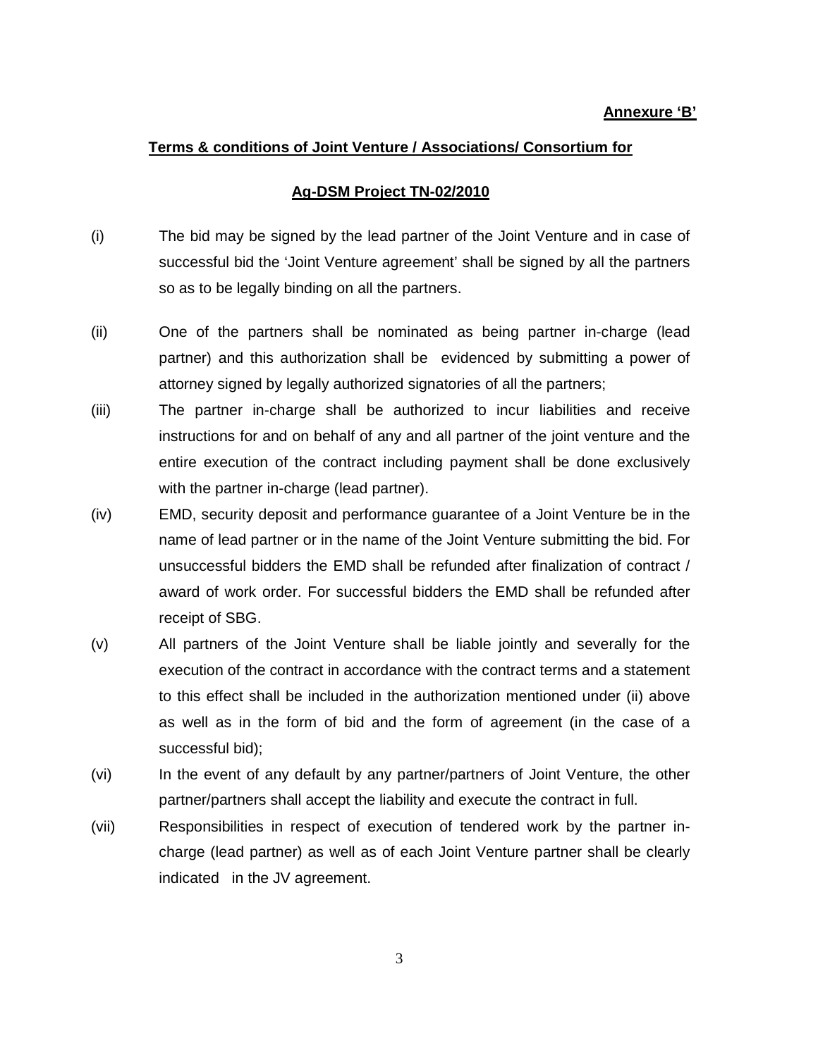**<u>Annexure 'B'</u>**

## <u>Terms & conditions of Joint Venture / Associations/ Consortium for</u>

## <u>Ag-DSM Project TN-02/2010</u>

(i) The bid may be signed by the lead partner of the Joint Venture and in case of successful bid the 'Joint Venture agreement' shall be signed by all the partners so as to be legally binding on all the partners.

(ii) One of the partners shall be nominated as being partner in-charge (lead partner) and this authorization shall be evidenced by submitting a power of attorney signed by legally authorized signatories of all the partners;

(iii) The partner in-charge shall be authorized to incur liabilities and receive instructions for and on behalf of any and all partner of the joint venture and the entire execution of the contract including payment shall be done exclusively with the partner in-charge (lead partner).

(iv) EMD, security deposit and performance guarantee of a Joint Venture be in the name of lead partner or in the name of the Joint Venture submitting the bid. For unsuccessful bidders the EMD shall be refunded after finalization of contract / award of work order. For successful bidders the EMD shall be refunded after receipt of SBG.

(v) All partners of the Joint Venture shall be liable jointly and severally for the execution of the contract in accordance with the contract terms and a statement to this effect shall be included in the authorization mentioned under (ii) above as well as in the form of bid and the form of agreement (in the case of a successful bid);

(vi) In the event of any default by any partner/partners of Joint Venture, the other partner/partners shall accept the liability and execute the contract in full.

(vii) Responsibilities in respect of execution of tendered work by the partner in-charge (lead partner) as well as of each Joint Venture partner shall be clearly indicated in the JV agreement.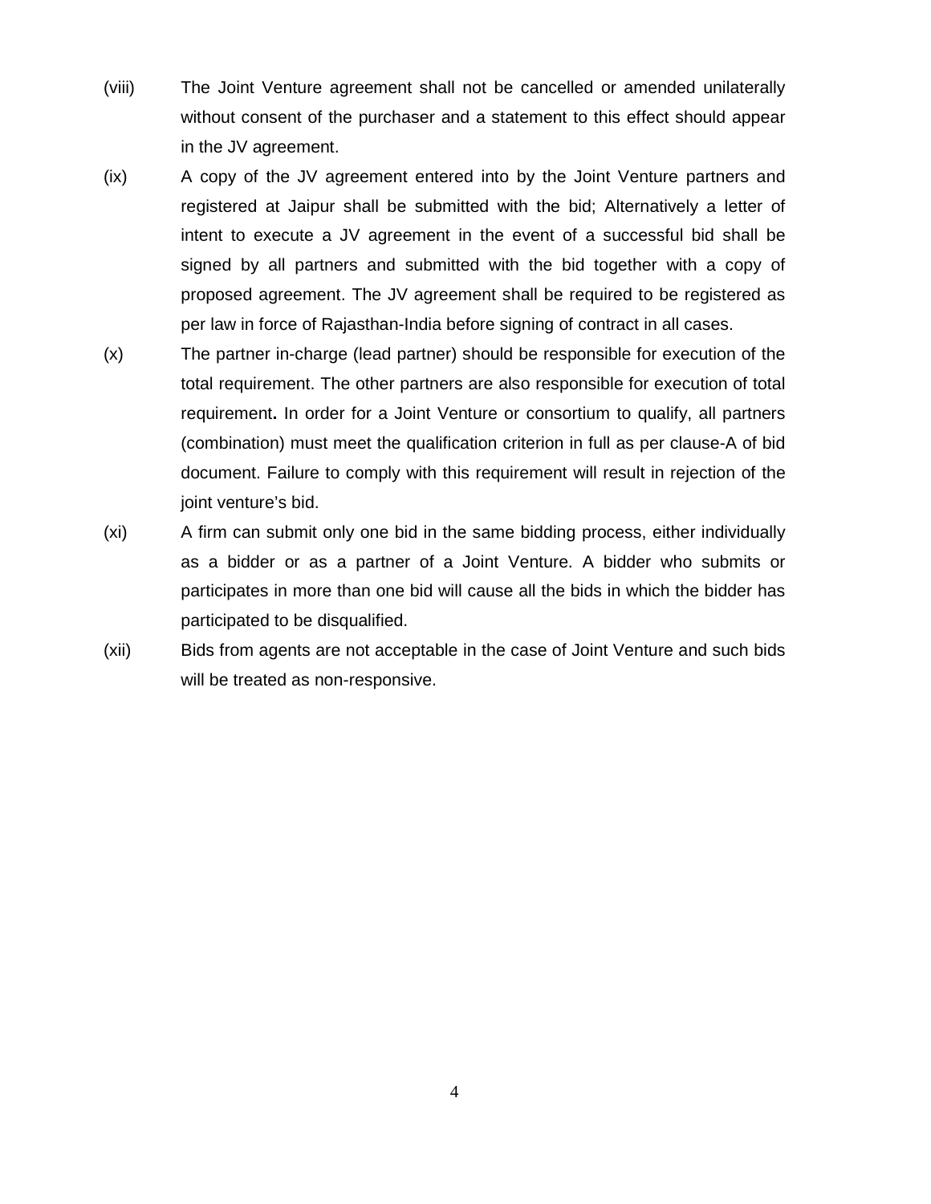(viii) The Joint Venture agreement shall not be cancelled or amended unilaterally without consent of the purchaser and a statement to this effect should appear in the JV agreement.

(ix) A copy of the JV agreement entered into by the Joint Venture partners and registered at Jaipur shall be submitted with the bid; Alternatively a letter of intent to execute a JV agreement in the event of a successful bid shall be signed by all partners and submitted with the bid together with a copy of proposed agreement. The JV agreement shall be required to be registered as per law in force of Rajasthan-India before signing of contract in all cases.

(x) The partner in-charge (lead partner) should be responsible for execution of the total requirement. The other partners are also responsible for execution of total requirement**.** In order for a Joint Venture or consortium to qualify, all partners (combination) must meet the qualification criterion in full as per clause-A of bid document. Failure to comply with this requirement will result in rejection of the joint venture's bid.

(xi) A firm can submit only one bid in the same bidding process, either individually as a bidder or as a partner of a Joint Venture. A bidder who submits or participates in more than one bid will cause all the bids in which the bidder has participated to be disqualified.

(xii) Bids from agents are not acceptable in the case of Joint Venture and such bids will be treated as non-responsive.